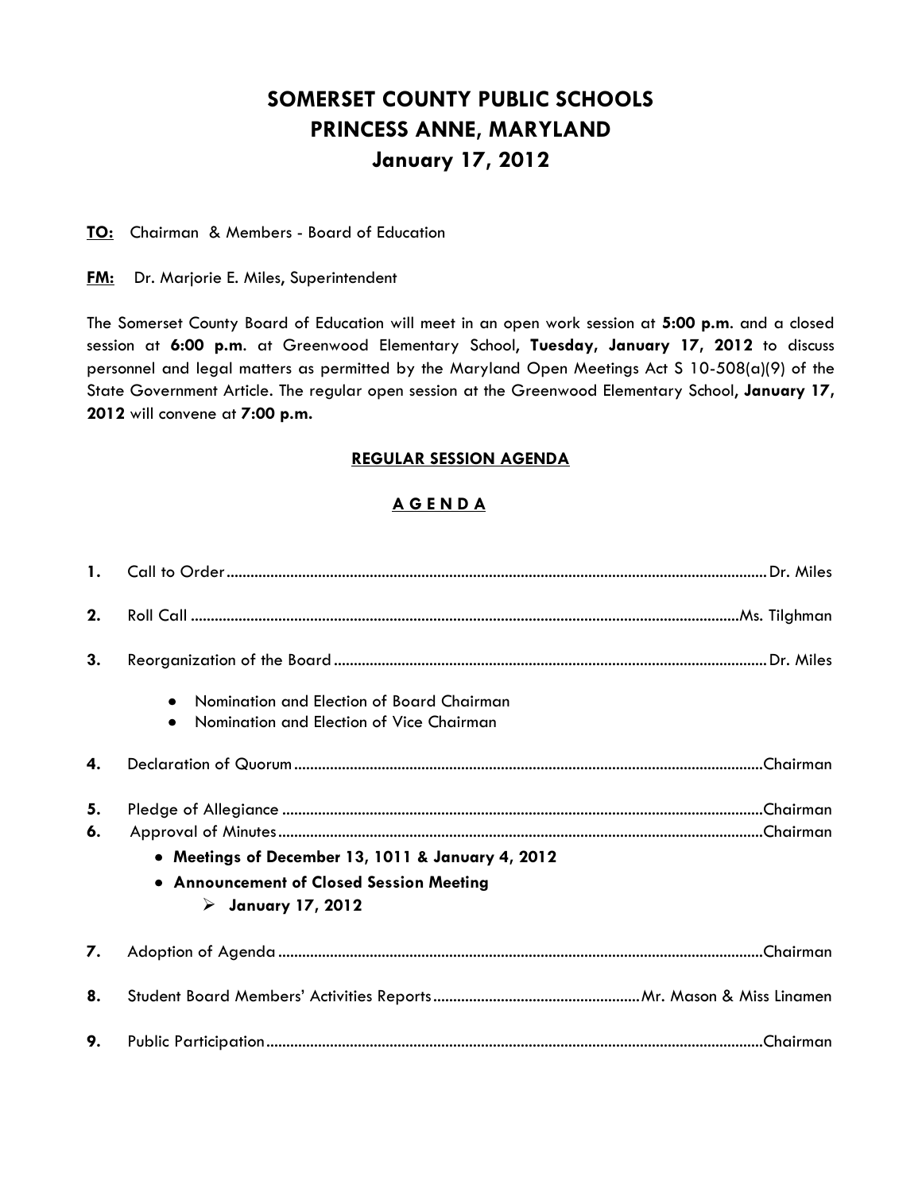# SOMERSET COUNTY PUBLIC SCHOOLS
# PRINCESS ANNE, MARYLAND
# January 17, 2012

**TO:** Chairman & Members - Board of Education

**FM:** Dr. Marjorie E. Miles, Superintendent

The Somerset County Board of Education will meet in an open work session at **5:00 p.m**. and a closed session at **6:00 p.m**. at Greenwood Elementary School, **Tuesday**, **January 17, 2012** to discuss personnel and legal matters as permitted by the Maryland Open Meetings Act S 10-508(a)(9) of the State Government Article. The regular open session at the Greenwood Elementary School, **January 17, 2012** will convene at **7:00 p.m.**

## REGULAR SESSION AGENDA

## A G E N D A

**1.** Call to Order .......... Dr. Miles

**2.** Roll Call .......... Ms. Tilghman

**3.** Reorganization of the Board .......... Dr. Miles

- Nomination and Election of Board Chairman
- Nomination and Election of Vice Chairman

**4.** Declaration of Quorum .......... Chairman

**5.** Pledge of Allegiance .......... Chairman

**6.** Approval of Minutes .......... Chairman

- **Meetings of December 13, 1011 & January 4, 2012**
- **Announcement of Closed Session Meeting**
  - **January 17, 2012**

**7.** Adoption of Agenda .......... Chairman

**8.** Student Board Members' Activities Reports .......... Mr. Mason & Miss Linamen

**9.** Public Participation .......... Chairman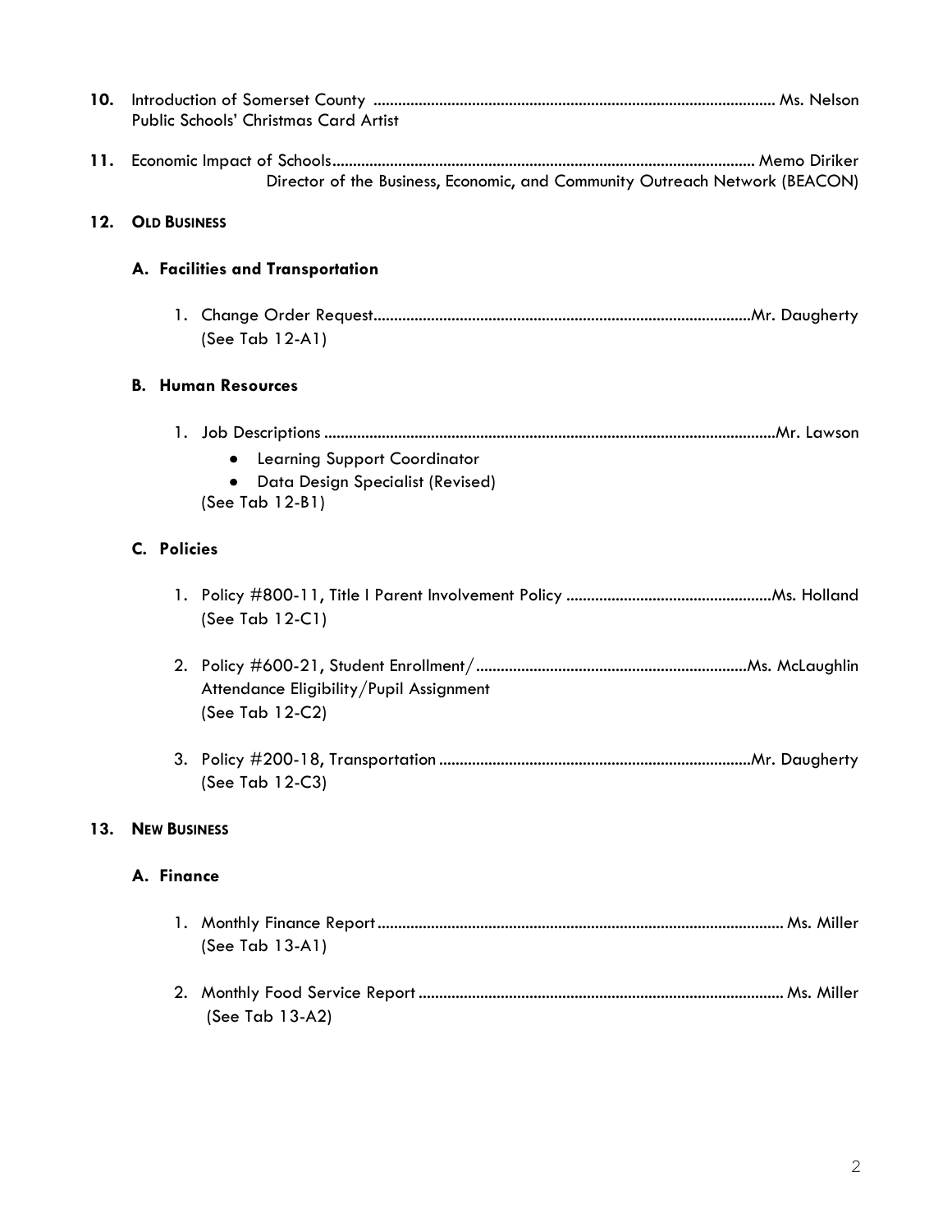10. Introduction of Somerset County Public Schools' Christmas Card Artist ........ Ms. Nelson

11. Economic Impact of Schools ........ Memo Diriker
    Director of the Business, Economic, and Community Outreach Network (BEACON)

12. **OLD BUSINESS**

    **A. Facilities and Transportation**

    1. Change Order Request ........ Mr. Daugherty
       (See Tab 12-A1)

    **B. Human Resources**

    1. Job Descriptions ........ Mr. Lawson
       - Learning Support Coordinator
       - Data Design Specialist (Revised)

       (See Tab 12-B1)

    **C. Policies**

    1. Policy #800-11, Title I Parent Involvement Policy ........ Ms. Holland
       (See Tab 12-C1)

    2. Policy #600-21, Student Enrollment/Attendance Eligibility/Pupil Assignment ........ Ms. McLaughlin
       (See Tab 12-C2)

    3. Policy #200-18, Transportation ........ Mr. Daugherty
       (See Tab 12-C3)

13. **NEW BUSINESS**

    **A. Finance**

    1. Monthly Finance Report ........ Ms. Miller
       (See Tab 13-A1)

    2. Monthly Food Service Report ........ Ms. Miller
       (See Tab 13-A2)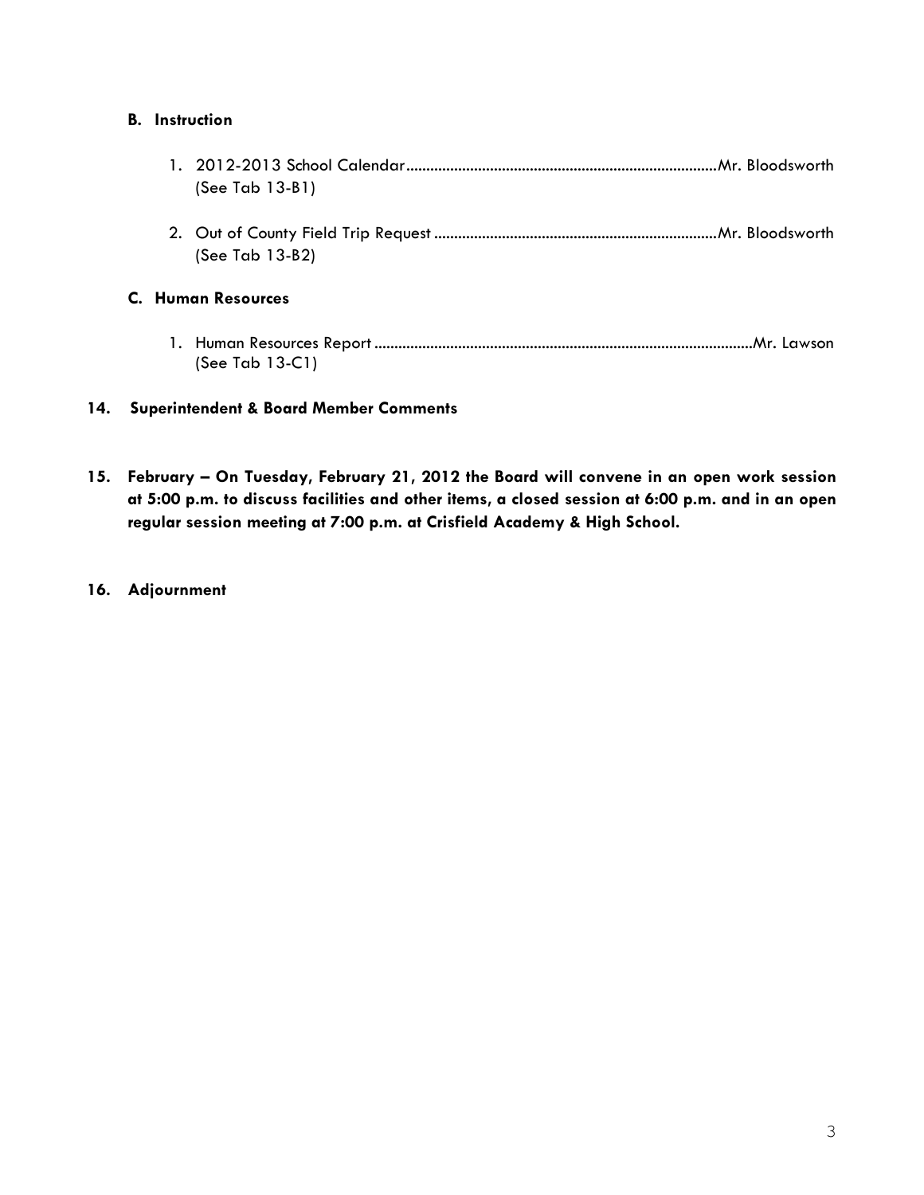**B. Instruction**

1. 2012-2013 School Calendar.............................................................................Mr. Bloodsworth
   (See Tab 13-B1)

2. Out of County Field Trip Request .......................................................................Mr. Bloodsworth
   (See Tab 13-B2)

**C. Human Resources**

1. Human Resources Report ..............................................................................................Mr. Lawson
   (See Tab 13-C1)

**14. Superintendent & Board Member Comments**

**15. February – On Tuesday, February 21, 2012 the Board will convene in an open work session at 5:00 p.m. to discuss facilities and other items, a closed session at 6:00 p.m. and in an open regular session meeting at 7:00 p.m. at Crisfield Academy & High School.**

**16. Adjournment**